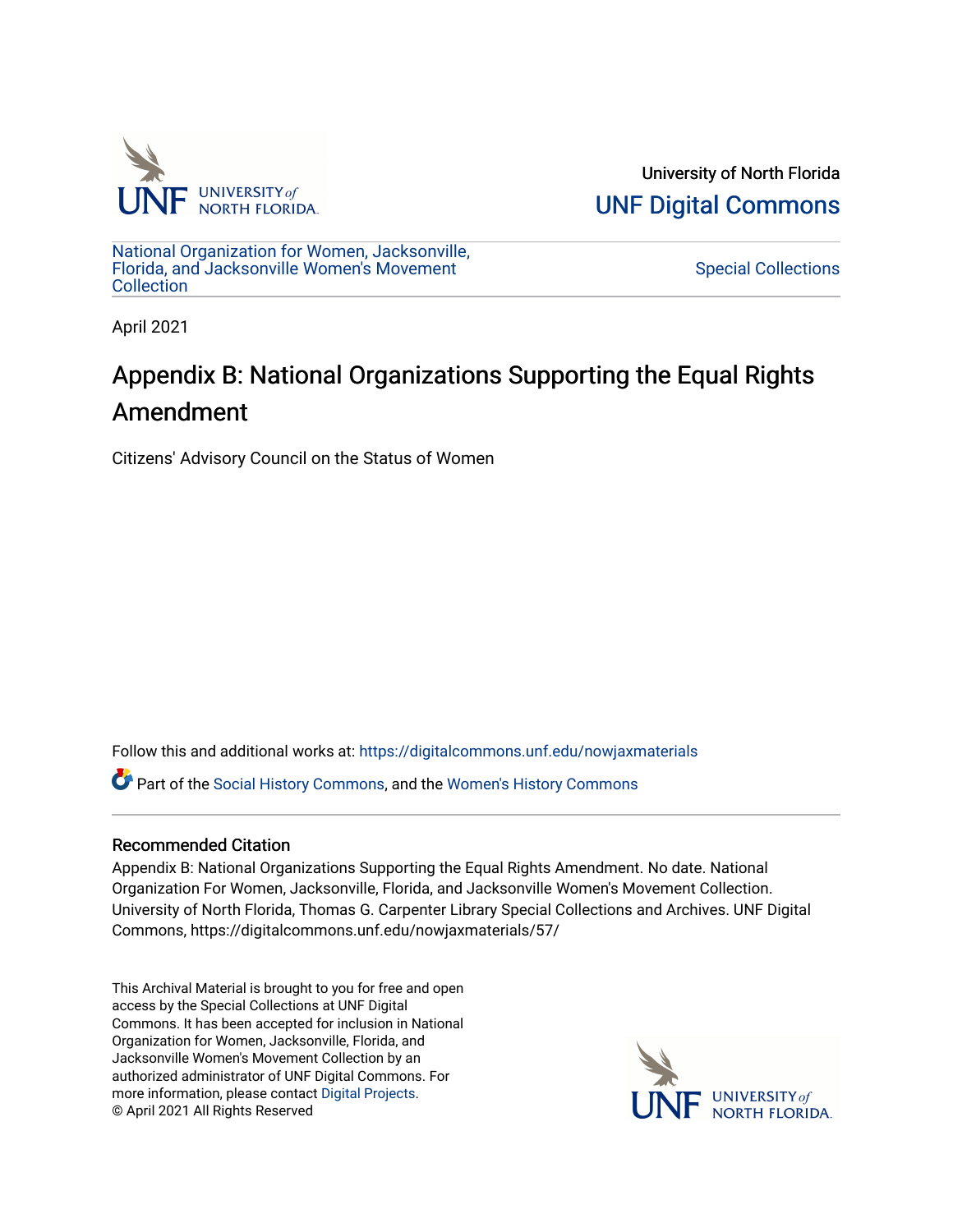University of North Florida

UNF Digital Commons

National Organization for Women, Jacksonville, Florida, and Jacksonville Women's Movement Collection

Special Collections

April 2021

# Appendix B: National Organizations Supporting the Equal Rights Amendment

Citizens' Advisory Council on the Status of Women

Follow this and additional works at: https://digitalcommons.unf.edu/nowjaxmaterials

Part of the Social History Commons, and the Women's History Commons

## Recommended Citation

Appendix B: National Organizations Supporting the Equal Rights Amendment. No date. National Organization For Women, Jacksonville, Florida, and Jacksonville Women's Movement Collection. University of North Florida, Thomas G. Carpenter Library Special Collections and Archives. UNF Digital Commons, https://digitalcommons.unf.edu/nowjaxmaterials/57/

This Archival Material is brought to you for free and open access by the Special Collections at UNF Digital Commons. It has been accepted for inclusion in National Organization for Women, Jacksonville, Florida, and Jacksonville Women's Movement Collection by an authorized administrator of UNF Digital Commons. For more information, please contact Digital Projects.
© April 2021 All Rights Reserved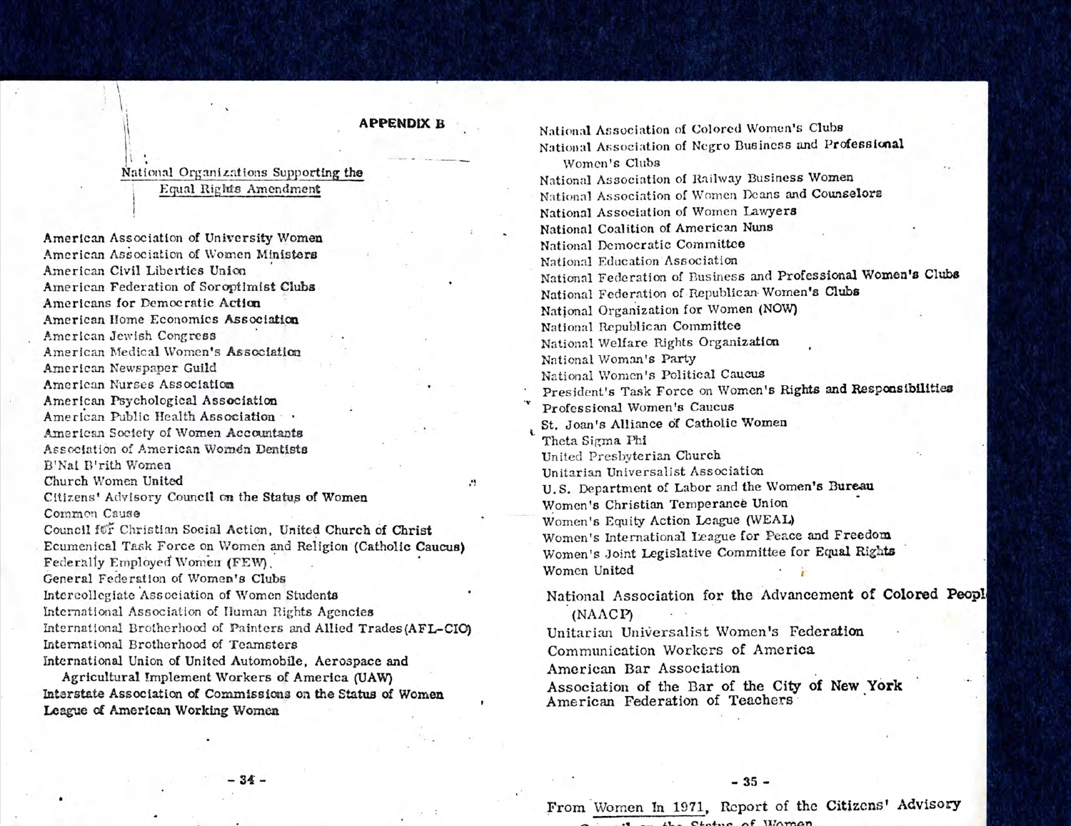## APPENDIX B

National Organizations Supporting the Equal Rights Amendment

American Association of University Women
American Association of Women Ministers
American Civil Liberties Union
American Federation of Soroptimist Clubs
Americans for Democratic Action
American Home Economics Association
American Jewish Congress
American Medical Women's Association
American Newspaper Guild
American Nurses Association
American Psychological Association
American Public Health Association
American Society of Women Accountants
Association of American Women Dentists
B'Nai B'rith Women
Church Women United
Citizens' Advisory Council on the Status of Women
Common Cause
Council for Christian Social Action, United Church of Christ
Ecumenical Task Force on Women and Religion (Catholic Caucus)
Federally Employed Women (FEW).
General Federation of Women's Clubs
Intercollegiate Association of Women Students
International Association of Human Rights Agencies
International Brotherhood of Painters and Allied Trades (AFL-CIO)
International Brotherhood of Teamsters
International Union of United Automobile, Aerospace and Agricultural Implement Workers of America (UAW)
Interstate Association of Commissions on the Status of Women
League of American Working Women
National Association of Colored Women's Clubs
National Association of Negro Business and Professional Women's Clubs
National Association of Railway Business Women
National Association of Women Deans and Counselors
National Association of Women Lawyers
National Coalition of American Nuns
National Democratic Committee
National Education Association
National Federation of Business and Professional Women's Clubs
National Federation of Republican Women's Clubs
National Organization for Women (NOW)
National Republican Committee
National Welfare Rights Organization
National Woman's Party
National Women's Political Caucus
President's Task Force on Women's Rights and Responsibilities
Professional Women's Caucus
St. Joan's Alliance of Catholic Women
Theta Sigma Phi
United Presbyterian Church
Unitarian Universalist Association
U.S. Department of Labor and the Women's Bureau
Women's Christian Temperance Union
Women's Equity Action League (WEAL)
Women's International League for Peace and Freedom
Women's Joint Legislative Committee for Equal Rights
Women United

National Association for the Advancement of Colored People (NAACP)
Unitarian Universalist Women's Federation
Communication Workers of America
American Bar Association
Association of the Bar of the City of New York
American Federation of Teachers

From Women In 1971, Report of the Citizens' Advisory Council on the Status of Women